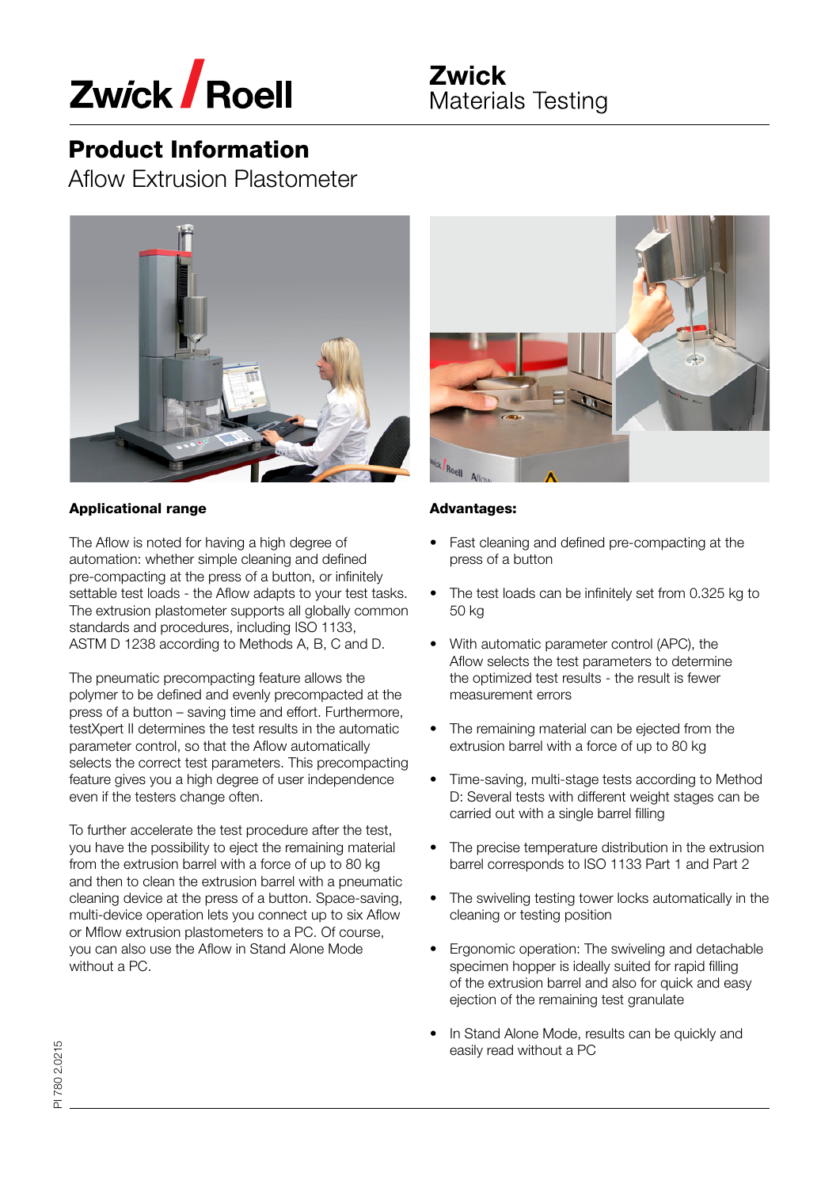Zwick Roell

**Zwick**
Materials Testing

# Product Information

## Aflow Extrusion Plastometer

### Applicational range

The Aflow is noted for having a high degree of automation: whether simple cleaning and defined pre-compacting at the press of a button, or infinitely settable test loads - the Aflow adapts to your test tasks. The extrusion plastometer supports all globally common standards and procedures, including ISO 1133, ASTM D 1238 according to Methods A, B, C and D.

The pneumatic precompacting feature allows the polymer to be defined and evenly precompacted at the press of a button – saving time and effort. Furthermore, testXpert II determines the test results in the automatic parameter control, so that the Aflow automatically selects the correct test parameters. This precompacting feature gives you a high degree of user independence even if the testers change often.

To further accelerate the test procedure after the test, you have the possibility to eject the remaining material from the extrusion barrel with a force of up to 80 kg and then to clean the extrusion barrel with a pneumatic cleaning device at the press of a button. Space-saving, multi-device operation lets you connect up to six Aflow or Mflow extrusion plastometers to a PC. Of course, you can also use the Aflow in Stand Alone Mode without a PC.

### Advantages:

- Fast cleaning and defined pre-compacting at the press of a button
- The test loads can be infinitely set from 0.325 kg to 50 kg
- With automatic parameter control (APC), the Aflow selects the test parameters to determine the optimized test results - the result is fewer measurement errors
- The remaining material can be ejected from the extrusion barrel with a force of up to 80 kg
- Time-saving, multi-stage tests according to Method D: Several tests with different weight stages can be carried out with a single barrel filling
- The precise temperature distribution in the extrusion barrel corresponds to ISO 1133 Part 1 and Part 2
- The swiveling testing tower locks automatically in the cleaning or testing position
- Ergonomic operation: The swiveling and detachable specimen hopper is ideally suited for rapid filling of the extrusion barrel and also for quick and easy ejection of the remaining test granulate
- In Stand Alone Mode, results can be quickly and easily read without a PC

PI 780 2.0215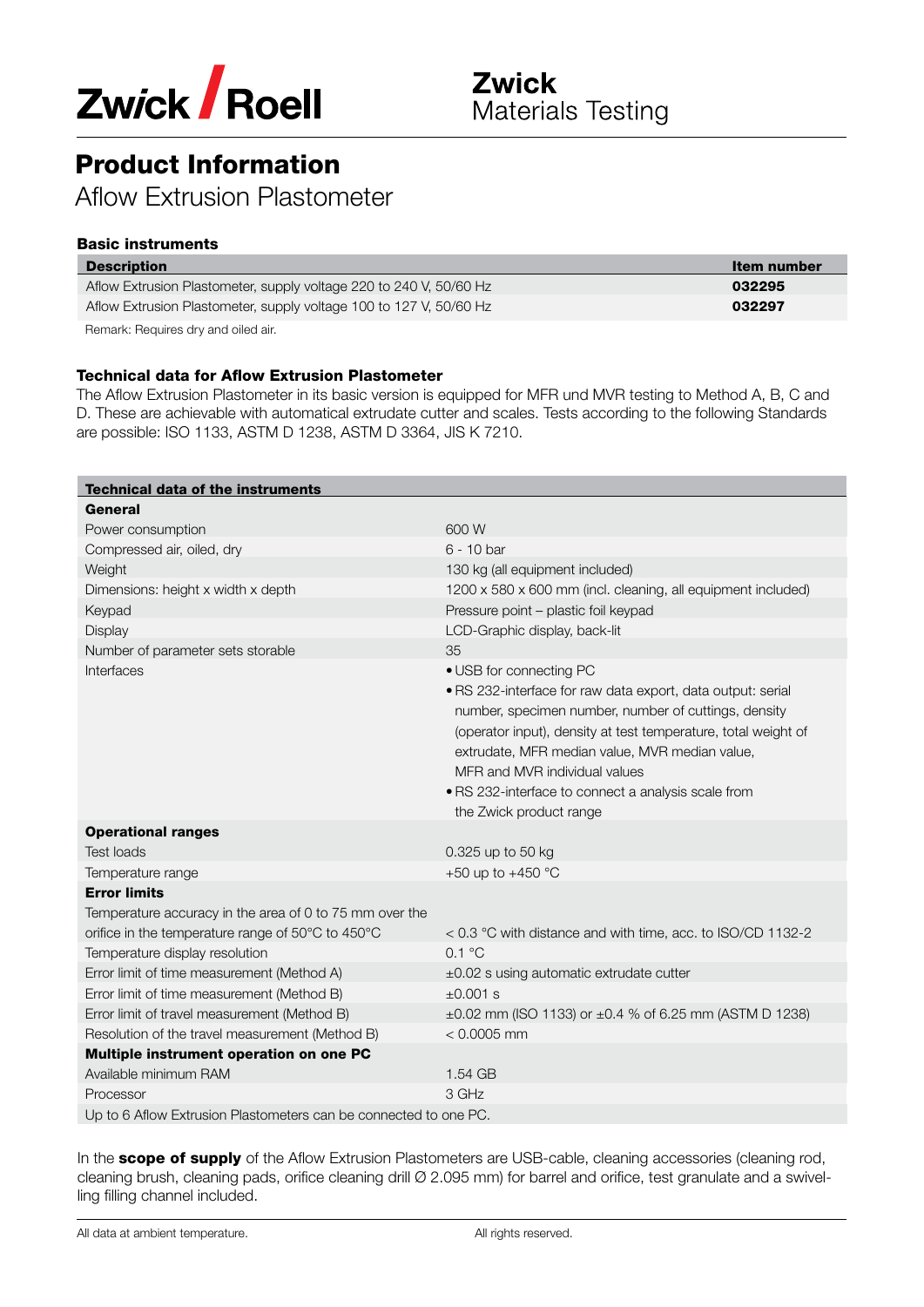# Product Information

Aflow Extrusion Plastometer

### Basic instruments

| Description | Item number |
|---|---|
| Aflow Extrusion Plastometer, supply voltage 220 to 240 V, 50/60 Hz | **032295** |
| Aflow Extrusion Plastometer, supply voltage 100 to 127 V, 50/60 Hz | **032297** |

Remark: Requires dry and oiled air.

### Technical data for Aflow Extrusion Plastometer

The Aflow Extrusion Plastometer in its basic version is equipped for MFR und MVR testing to Method A, B, C and D. These are achievable with automatical extrudate cutter and scales. Tests according to the following Standards are possible: ISO 1133, ASTM D 1238, ASTM D 3364, JIS K 7210.

| Technical data of the instruments | |
|---|---|
| **General** | |
| Power consumption | 600 W |
| Compressed air, oiled, dry | 6 - 10 bar |
| Weight | 130 kg (all equipment included) |
| Dimensions: height x width x depth | 1200 x 580 x 600 mm (incl. cleaning, all equipment included) |
| Keypad | Pressure point – plastic foil keypad |
| Display | LCD-Graphic display, back-lit |
| Number of parameter sets storable | 35 |
| Interfaces | • USB for connecting PC<br>• RS 232-interface for raw data export, data output: serial number, specimen number, number of cuttings, density (operator input), density at test temperature, total weight of extrudate, MFR median value, MVR median value, MFR and MVR individual values<br>• RS 232-interface to connect a analysis scale from the Zwick product range |
| **Operational ranges** | |
| Test loads | 0.325 up to 50 kg |
| Temperature range | +50 up to +450 °C |
| **Error limits** | |
| Temperature accuracy in the area of 0 to 75 mm over the orifice in the temperature range of 50°C to 450°C | < 0.3 °C with distance and with time, acc. to ISO/CD 1132-2 |
| Temperature display resolution | 0.1 °C |
| Error limit of time measurement (Method A) | ±0.02 s using automatic extrudate cutter |
| Error limit of time measurement (Method B) | ±0.001 s |
| Error limit of travel measurement (Method B) | ±0.02 mm (ISO 1133) or ±0.4 % of 6.25 mm (ASTM D 1238) |
| Resolution of the travel measurement (Method B) | < 0.0005 mm |
| **Multiple instrument operation on one PC** | |
| Available minimum RAM | 1.54 GB |
| Processor | 3 GHz |
| Up to 6 Aflow Extrusion Plastometers can be connected to one PC. | |

In the **scope of supply** of the Aflow Extrusion Plastometers are USB-cable, cleaning accessories (cleaning rod, cleaning brush, cleaning pads, orifice cleaning drill Ø 2.095 mm) for barrel and orifice, test granulate and a swivelling filling channel included.

All data at ambient temperature.

All rights reserved.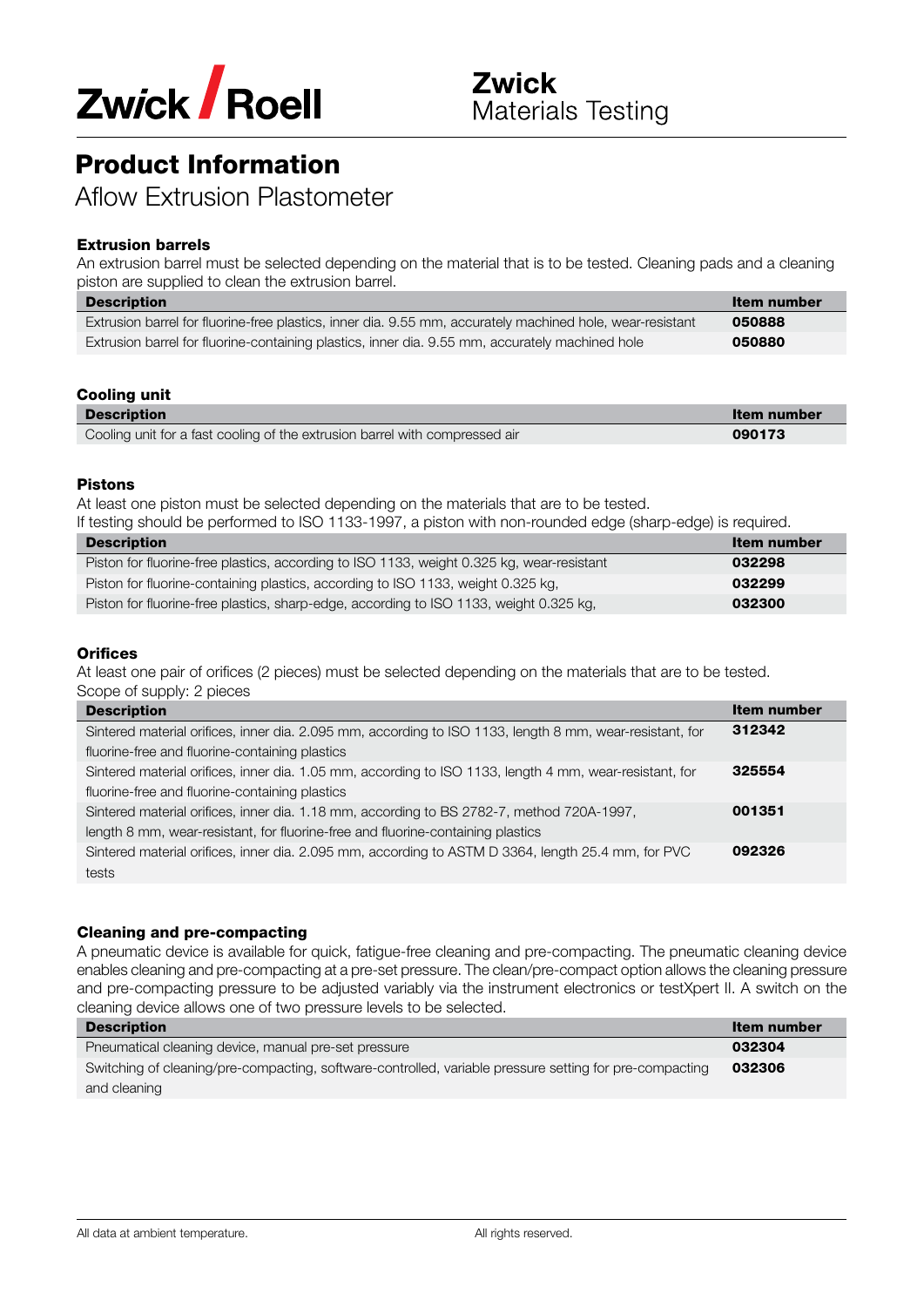# Product Information

## Aflow Extrusion Plastometer

### Extrusion barrels

An extrusion barrel must be selected depending on the material that is to be tested. Cleaning pads and a cleaning piston are supplied to clean the extrusion barrel.

| Description | Item number |
|---|---|
| Extrusion barrel for fluorine-free plastics, inner dia. 9.55 mm, accurately machined hole, wear-resistant | **050888** |
| Extrusion barrel for fluorine-containing plastics, inner dia. 9.55 mm, accurately machined hole | **050880** |

### Cooling unit

| Description | Item number |
|---|---|
| Cooling unit for a fast cooling of the extrusion barrel with compressed air | **090173** |

### Pistons

At least one piston must be selected depending on the materials that are to be tested.
If testing should be performed to ISO 1133-1997, a piston with non-rounded edge (sharp-edge) is required.

| Description | Item number |
|---|---|
| Piston for fluorine-free plastics, according to ISO 1133, weight 0.325 kg, wear-resistant | **032298** |
| Piston for fluorine-containing plastics, according to ISO 1133, weight 0.325 kg, | **032299** |
| Piston for fluorine-free plastics, sharp-edge, according to ISO 1133, weight 0.325 kg, | **032300** |

### Orifices

At least one pair of orifices (2 pieces) must be selected depending on the materials that are to be tested.
Scope of supply: 2 pieces

| Description | Item number |
|---|---|
| Sintered material orifices, inner dia. 2.095 mm, according to ISO 1133, length 8 mm, wear-resistant, for fluorine-free and fluorine-containing plastics | **312342** |
| Sintered material orifices, inner dia. 1.05 mm, according to ISO 1133, length 4 mm, wear-resistant, for fluorine-free and fluorine-containing plastics | **325554** |
| Sintered material orifices, inner dia. 1.18 mm, according to BS 2782-7, method 720A-1997, length 8 mm, wear-resistant, for fluorine-free and fluorine-containing plastics | **001351** |
| Sintered material orifices, inner dia. 2.095 mm, according to ASTM D 3364, length 25.4 mm, for PVC tests | **092326** |

### Cleaning and pre-compacting

A pneumatic device is available for quick, fatigue-free cleaning and pre-compacting. The pneumatic cleaning device enables cleaning and pre-compacting at a pre-set pressure. The clean/pre-compact option allows the cleaning pressure and pre-compacting pressure to be adjusted variably via the instrument electronics or testXpert II. A switch on the cleaning device allows one of two pressure levels to be selected.

| Description | Item number |
|---|---|
| Pneumatical cleaning device, manual pre-set pressure | **032304** |
| Switching of cleaning/pre-compacting, software-controlled, variable pressure setting for pre-compacting and cleaning | **032306** |

All data at ambient temperature. All rights reserved.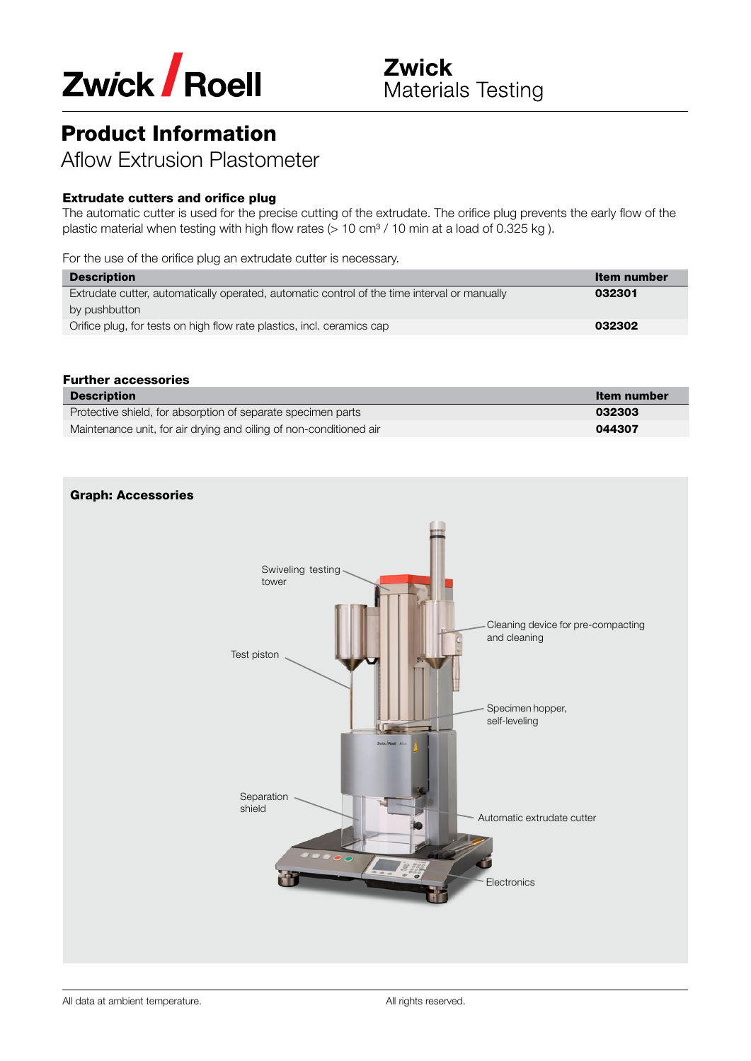# Product Information

Aflow Extrusion Plastometer

### Extrudate cutters and orifice plug

The automatic cutter is used for the precise cutting of the extrudate. The orifice plug prevents the early flow of the plastic material when testing with high flow rates (> 10 cm³ / 10 min at a load of 0.325 kg ).

For the use of the orifice plug an extrudate cutter is necessary.

| Description | Item number |
|---|---|
| Extrudate cutter, automatically operated, automatic control of the time interval or manually by pushbutton | **032301** |
| Orifice plug, for tests on high flow rate plastics, incl. ceramics cap | **032302** |

### Further accessories

| Description | Item number |
|---|---|
| Protective shield, for absorption of separate specimen parts | **032303** |
| Maintenance unit, for air drying and oiling of non-conditioned air | **044307** |

**Graph: Accessories**

Swiveling testing tower

Test piston

Cleaning device for pre-compacting and cleaning

Specimen hopper, self-leveling

Separation shield

Automatic extrudate cutter

Electronics

All data at ambient temperature.

All rights reserved.